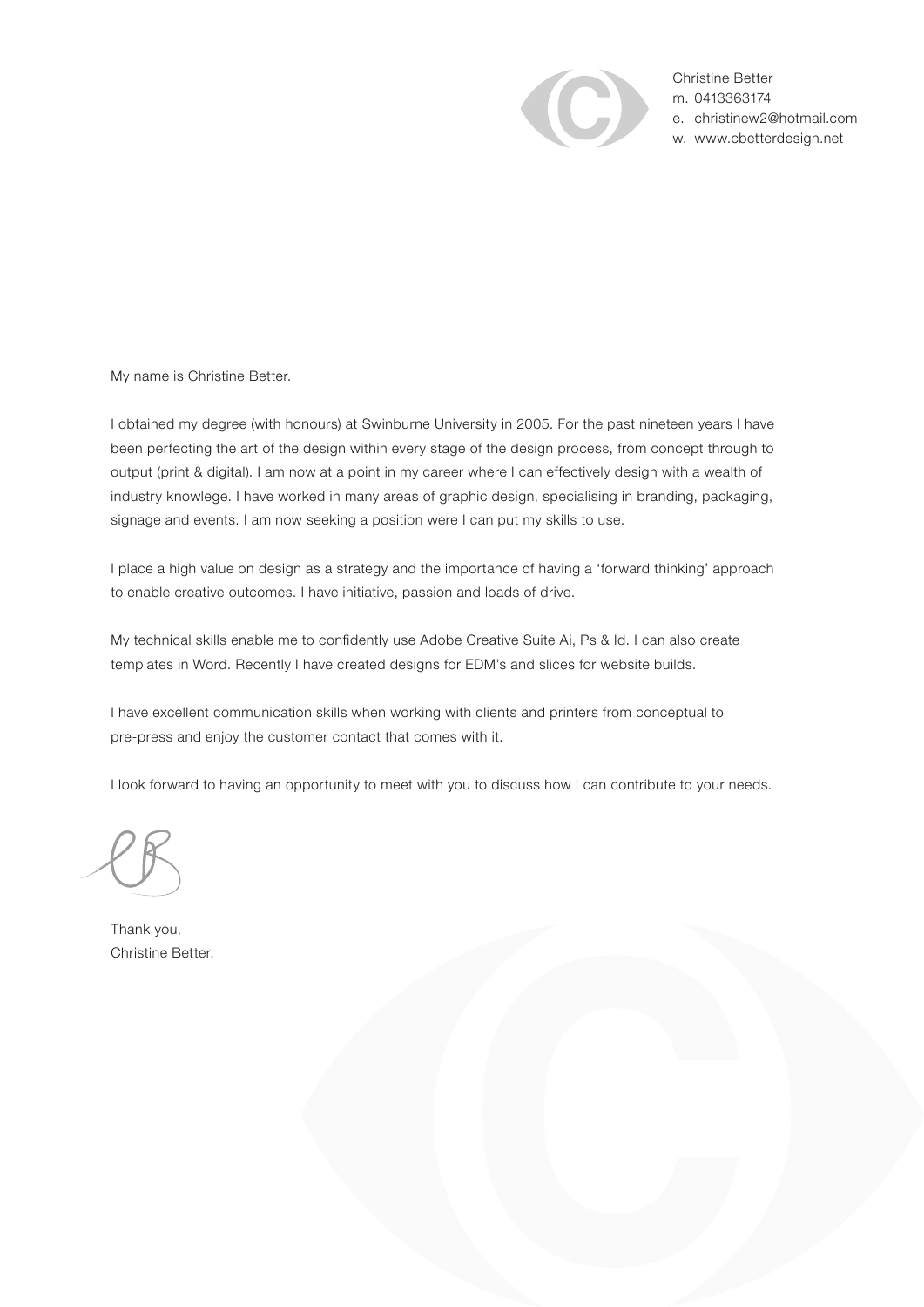Christine Better
m. 0413363174
e. christinew2@hotmail.com
w. www.cbetterdesign.net

My name is Christine Better.

I obtained my degree (with honours) at Swinburne University in 2005. For the past nineteen years I have been perfecting the art of the design within every stage of the design process, from concept through to output (print & digital). I am now at a point in my career where I can effectively design with a wealth of industry knowlege. I have worked in many areas of graphic design, specialising in branding, packaging, signage and events. I am now seeking a position were I can put my skills to use.

I place a high value on design as a strategy and the importance of having a 'forward thinking' approach to enable creative outcomes. I have initiative, passion and loads of drive.

My technical skills enable me to confidently use Adobe Creative Suite Ai, Ps & Id. I can also create templates in Word. Recently I have created designs for EDM's and slices for website builds.

I have excellent communication skills when working with clients and printers from conceptual to pre-press and enjoy the customer contact that comes with it.

I look forward to having an opportunity to meet with you to discuss how I can contribute to your needs.

Thank you,
Christine Better.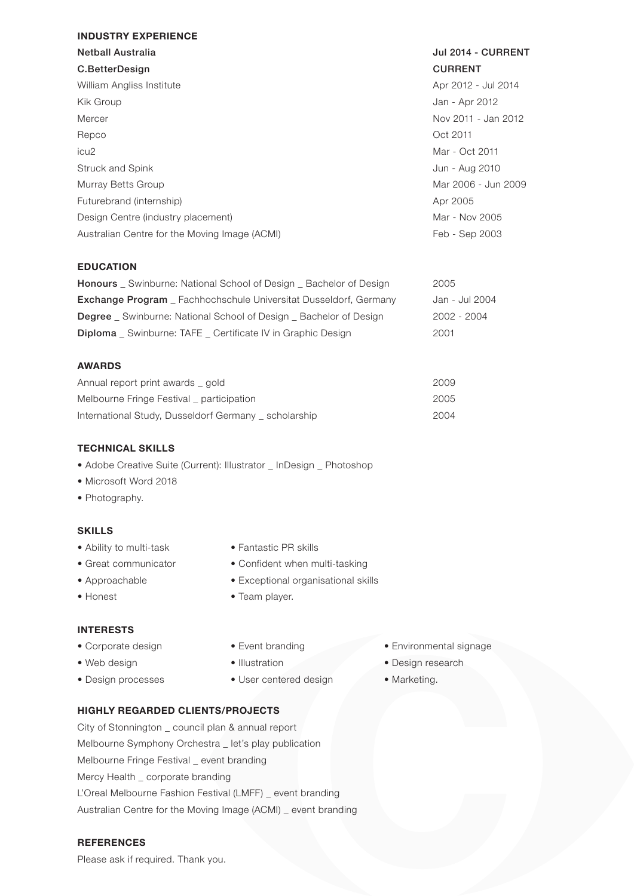## INDUSTRY EXPERIENCE

| | |
|---|---|
| **Netball Australia** | **Jul 2014 - CURRENT** |
| **C.BetterDesign** | **CURRENT** |
| William Angliss Institute | Apr 2012 - Jul 2014 |
| Kik Group | Jan - Apr 2012 |
| Mercer | Nov 2011 - Jan 2012 |
| Repco | Oct 2011 |
| icu2 | Mar - Oct 2011 |
| Struck and Spink | Jun - Aug 2010 |
| Murray Betts Group | Mar 2006 - Jun 2009 |
| Futurebrand (internship) | Apr 2005 |
| Design Centre (industry placement) | Mar - Nov 2005 |
| Australian Centre for the Moving Image (ACMI) | Feb - Sep 2003 |

## EDUCATION

| | |
|---|---|
| **Honours** _ Swinburne: National School of Design _ Bachelor of Design | 2005 |
| **Exchange Program** _ Fachhochschule Universitat Dusseldorf, Germany | Jan - Jul 2004 |
| **Degree** _ Swinburne: National School of Design _ Bachelor of Design | 2002 - 2004 |
| **Diploma** _ Swinburne: TAFE _ Certificate IV in Graphic Design | 2001 |

## AWARDS

| | |
|---|---|
| Annual report print awards _ gold | 2009 |
| Melbourne Fringe Festival _ participation | 2005 |
| International Study, Dusseldorf Germany _ scholarship | 2004 |

## TECHNICAL SKILLS

- Adobe Creative Suite (Current): Illustrator _ InDesign _ Photoshop
- Microsoft Word 2018
- Photography.

## SKILLS

- Ability to multi-task
- Great communicator
- Approachable
- Honest
- Fantastic PR skills
- Confident when multi-tasking
- Exceptional organisational skills
- Team player.

## INTERESTS

- Corporate design
- Web design
- Design processes
- Event branding
- Illustration
- User centered design
- Environmental signage
- Design research
- Marketing.

## HIGHLY REGARDED CLIENTS/PROJECTS

City of Stonnington _ council plan & annual report
Melbourne Symphony Orchestra _ let's play publication
Melbourne Fringe Festival _ event branding
Mercy Health _ corporate branding
L'Oreal Melbourne Fashion Festival (LMFF) _ event branding
Australian Centre for the Moving Image (ACMI) _ event branding

## REFERENCES

Please ask if required. Thank you.